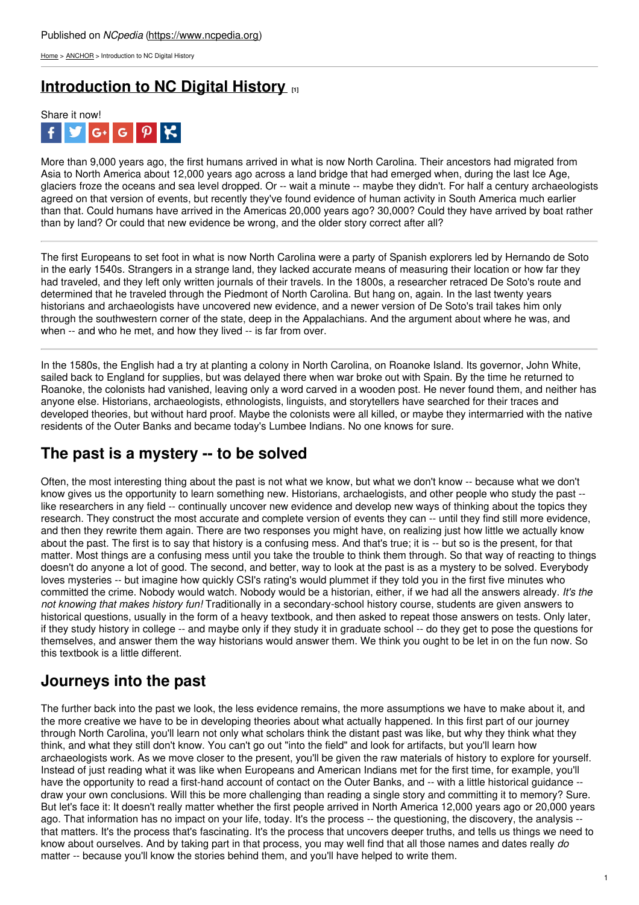Published on *NCpedia* (https://www.ncpedia.org)

Home > ANCHOR > Introduction to NC Digital History

# Introduction to NC Digital History [1]

Share it now!

More than 9,000 years ago, the first humans arrived in what is now North Carolina. Their ancestors had migrated from Asia to North America about 12,000 years ago across a land bridge that had emerged when, during the last Ice Age, glaciers froze the oceans and sea level dropped. Or -- wait a minute -- maybe they didn't. For half a century archaeologists agreed on that version of events, but recently they've found evidence of human activity in South America much earlier than that. Could humans have arrived in the Americas 20,000 years ago? 30,000? Could they have arrived by boat rather than by land? Or could that new evidence be wrong, and the older story correct after all?

---

The first Europeans to set foot in what is now North Carolina were a party of Spanish explorers led by Hernando de Soto in the early 1540s. Strangers in a strange land, they lacked accurate means of measuring their location or how far they had traveled, and they left only written journals of their travels. In the 1800s, a researcher retraced De Soto's route and determined that he traveled through the Piedmont of North Carolina. But hang on, again. In the last twenty years historians and archaeologists have uncovered new evidence, and a newer version of De Soto's trail takes him only through the southwestern corner of the state, deep in the Appalachians. And the argument about where he was, and when -- and who he met, and how they lived -- is far from over.

---

In the 1580s, the English had a try at planting a colony in North Carolina, on Roanoke Island. Its governor, John White, sailed back to England for supplies, but was delayed there when war broke out with Spain. By the time he returned to Roanoke, the colonists had vanished, leaving only a word carved in a wooden post. He never found them, and neither has anyone else. Historians, archaeologists, ethnologists, linguists, and storytellers have searched for their traces and developed theories, but without hard proof. Maybe the colonists were all killed, or maybe they intermarried with the native residents of the Outer Banks and became today's Lumbee Indians. No one knows for sure.

## The past is a mystery -- to be solved

Often, the most interesting thing about the past is not what we know, but what we don't know -- because what we don't know gives us the opportunity to learn something new. Historians, archaeologists, and other people who study the past -- like researchers in any field -- continually uncover new evidence and develop new ways of thinking about the topics they research. They construct the most accurate and complete version of events they can -- until they find still more evidence, and then they rewrite them again. There are two responses you might have, on realizing just how little we actually know about the past. The first is to say that history is a confusing mess. And that's true; it is -- but so is the present, for that matter. Most things are a confusing mess until you take the trouble to think them through. So that way of reacting to things doesn't do anyone a lot of good. The second, and better, way to look at the past is as a mystery to be solved. Everybody loves mysteries -- but imagine how quickly CSI's rating's would plummet if they told you in the first five minutes who committed the crime. Nobody would watch. Nobody would be a historian, either, if we had all the answers already. *It's the not knowing that makes history fun!* Traditionally in a secondary-school history course, students are given answers to historical questions, usually in the form of a heavy textbook, and then asked to repeat those answers on tests. Only later, if they study history in college -- and maybe only if they study it in graduate school -- do they get to pose the questions for themselves, and answer them the way historians would answer them. We think you ought to be let in on the fun now. So this textbook is a little different.

## Journeys into the past

The further back into the past we look, the less evidence remains, the more assumptions we have to make about it, and the more creative we have to be in developing theories about what actually happened. In this first part of our journey through North Carolina, you'll learn not only what scholars think the distant past was like, but why they think what they think, and what they still don't know. You can't go out "into the field" and look for artifacts, but you'll learn how archaeologists work. As we move closer to the present, you'll be given the raw materials of history to explore for yourself. Instead of just reading what it was like when Europeans and American Indians met for the first time, for example, you'll have the opportunity to read a first-hand account of contact on the Outer Banks, and -- with a little historical guidance -- draw your own conclusions. Will this be more challenging than reading a single story and committing it to memory? Sure. But let's face it: It doesn't really matter whether the first people arrived in North America 12,000 years ago or 20,000 years ago. That information has no impact on your life, today. It's the process -- the questioning, the discovery, the analysis -- that matters. It's the process that's fascinating. It's the process that uncovers deeper truths, and tells us things we need to know about ourselves. And by taking part in that process, you may well find that all those names and dates really *do* matter -- because you'll know the stories behind them, and you'll have helped to write them.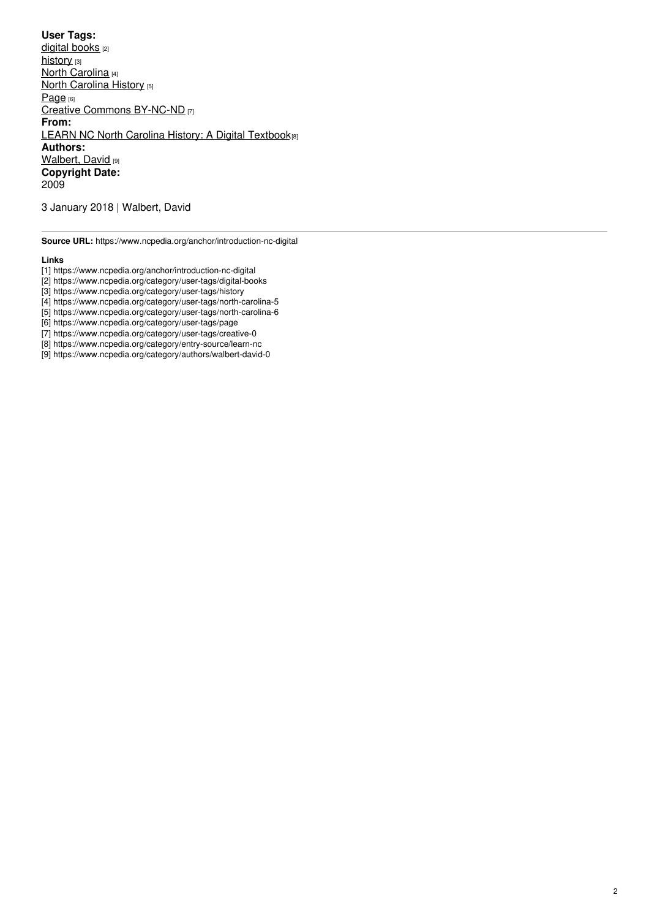**User Tags:**
digital books [2]
history [3]
North Carolina [4]
North Carolina History [5]
Page [6]
Creative Commons BY-NC-ND [7]
**From:**
LEARN NC North Carolina History: A Digital Textbook[8]
**Authors:**
Walbert, David [9]
**Copyright Date:**
2009

3 January 2018 | Walbert, David

---

**Source URL:** https://www.ncpedia.org/anchor/introduction-nc-digital

**Links**

[1] https://www.ncpedia.org/anchor/introduction-nc-digital
[2] https://www.ncpedia.org/category/user-tags/digital-books
[3] https://www.ncpedia.org/category/user-tags/history
[4] https://www.ncpedia.org/category/user-tags/north-carolina-5
[5] https://www.ncpedia.org/category/user-tags/north-carolina-6
[6] https://www.ncpedia.org/category/user-tags/page
[7] https://www.ncpedia.org/category/user-tags/creative-0
[8] https://www.ncpedia.org/category/entry-source/learn-nc
[9] https://www.ncpedia.org/category/authors/walbert-david-0